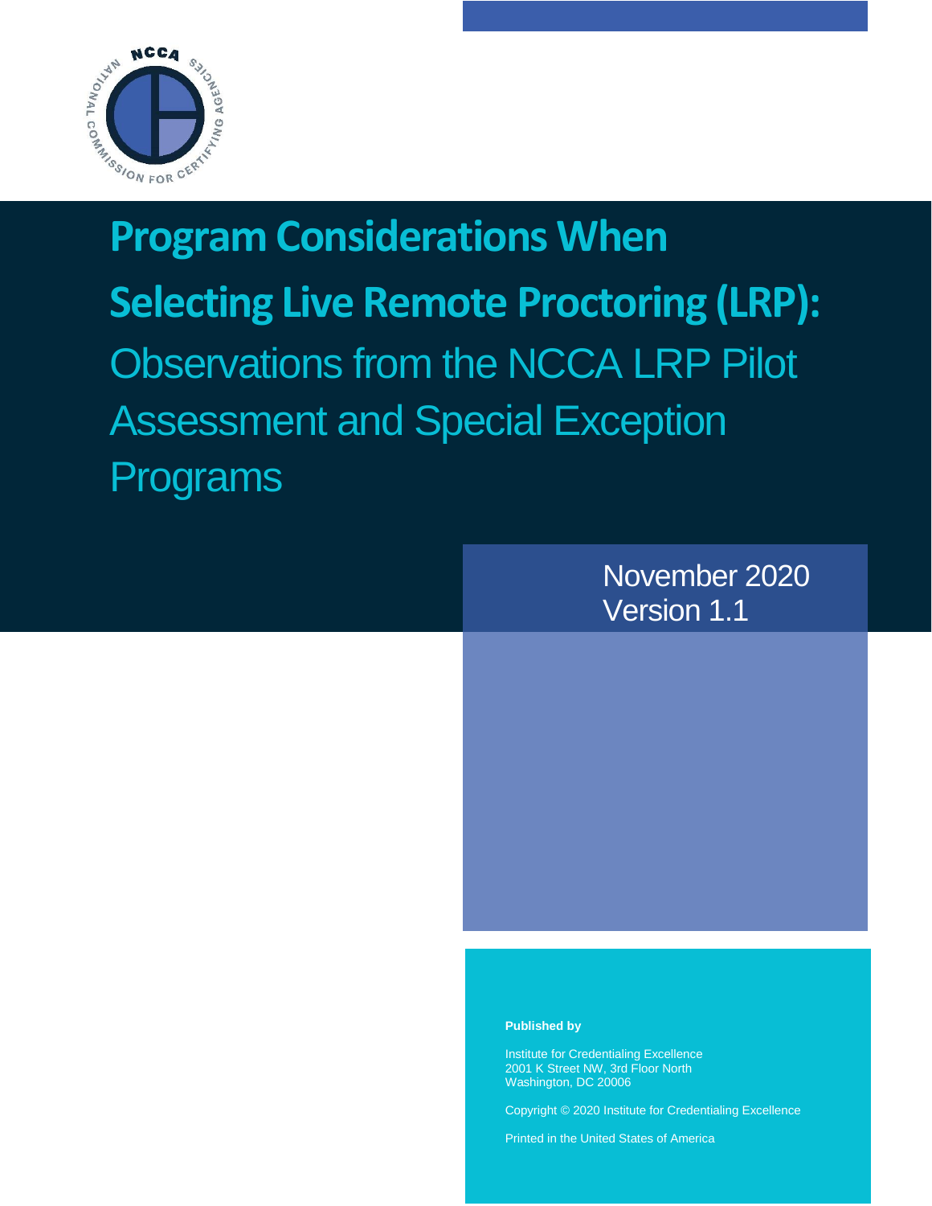# Program Considerations When Selecting Live Remote Proctoring (LRP):

## Observations from the NCCA LRP Pilot Assessment and Special Exception Programs

November 2020
Version 1.1

**Published by**

Institute for Credentialing Excellence
2001 K Street NW, 3rd Floor North
Washington, DC 20006

Copyright © 2020 Institute for Credentialing Excellence

Printed in the United States of America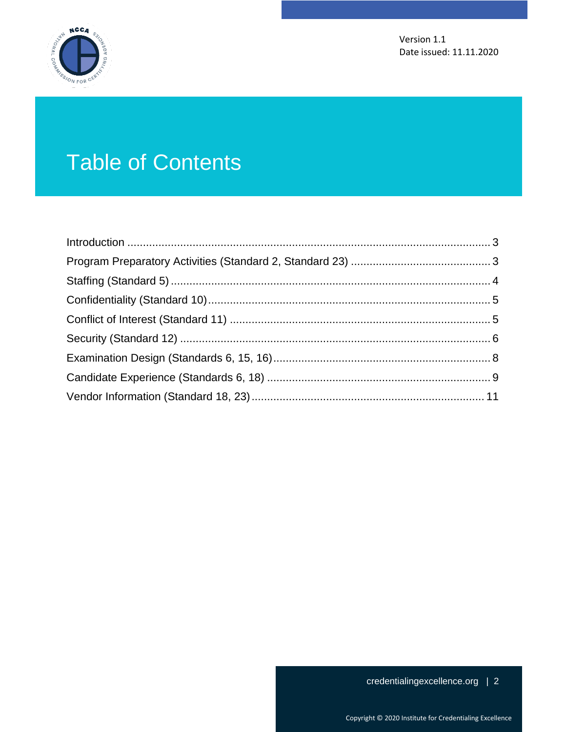Version 1.1
Date issued: 11.11.2020

# Table of Contents

- Introduction ..... 3
- Program Preparatory Activities (Standard 2, Standard 23) ..... 3
- Staffing (Standard 5) ..... 4
- Confidentiality (Standard 10) ..... 5
- Conflict of Interest (Standard 11) ..... 5
- Security (Standard 12) ..... 6
- Examination Design (Standards 6, 15, 16) ..... 8
- Candidate Experience (Standards 6, 18) ..... 9
- Vendor Information (Standard 18, 23) ..... 11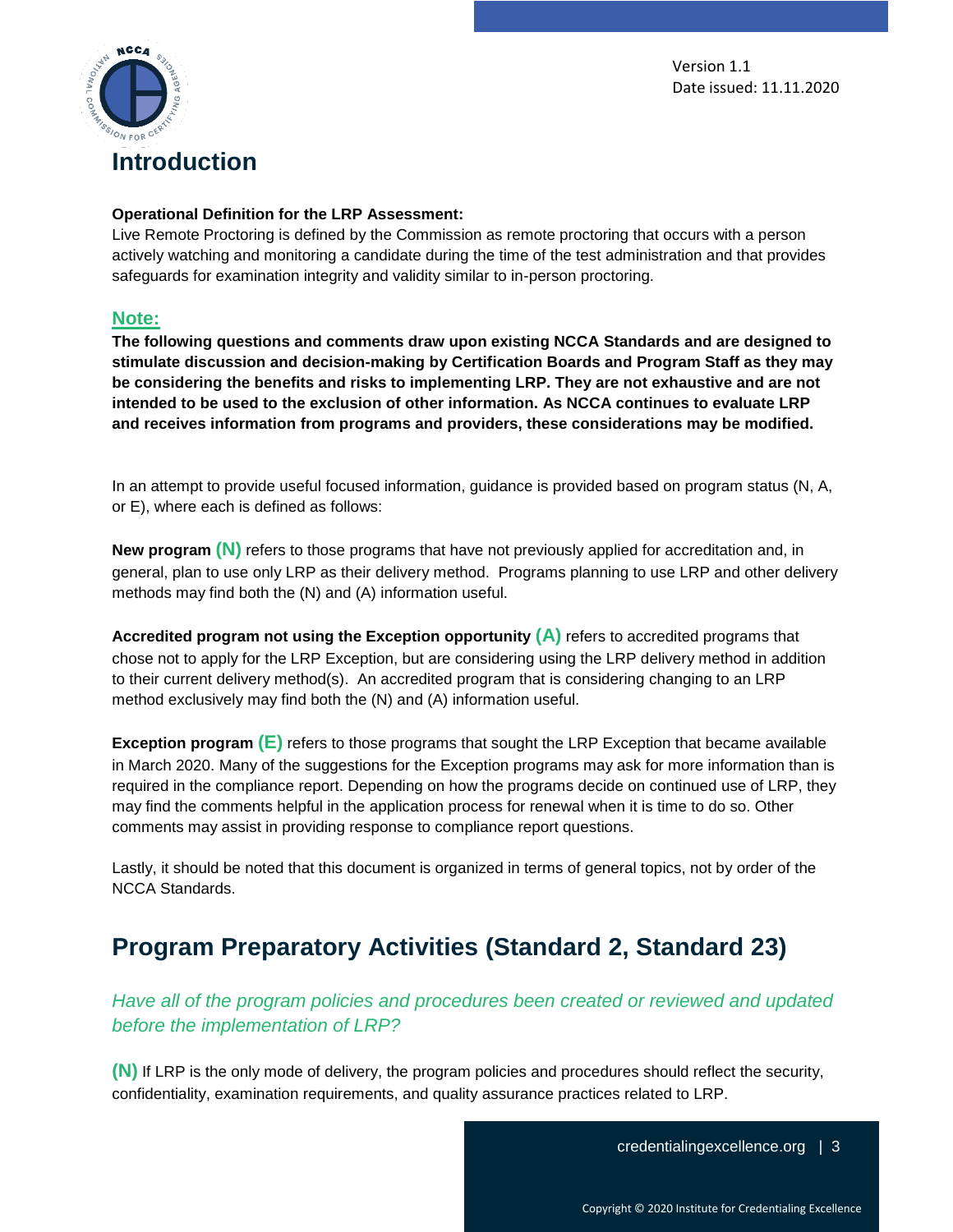Version 1.1
Date issued: 11.11.2020

# Introduction

**Operational Definition for the LRP Assessment:**
Live Remote Proctoring is defined by the Commission as remote proctoring that occurs with a person actively watching and monitoring a candidate during the time of the test administration and that provides safeguards for examination integrity and validity similar to in-person proctoring.

**Note:**

**The following questions and comments draw upon existing NCCA Standards and are designed to stimulate discussion and decision-making by Certification Boards and Program Staff as they may be considering the benefits and risks to implementing LRP. They are not exhaustive and are not intended to be used to the exclusion of other information. As NCCA continues to evaluate LRP and receives information from programs and providers, these considerations may be modified.**

In an attempt to provide useful focused information, guidance is provided based on program status (N, A, or E), where each is defined as follows:

**New program (N)** refers to those programs that have not previously applied for accreditation and, in general, plan to use only LRP as their delivery method. Programs planning to use LRP and other delivery methods may find both the (N) and (A) information useful.

**Accredited program not using the Exception opportunity (A)** refers to accredited programs that chose not to apply for the LRP Exception, but are considering using the LRP delivery method in addition to their current delivery method(s). An accredited program that is considering changing to an LRP method exclusively may find both the (N) and (A) information useful.

**Exception program (E)** refers to those programs that sought the LRP Exception that became available in March 2020. Many of the suggestions for the Exception programs may ask for more information than is required in the compliance report. Depending on how the programs decide on continued use of LRP, they may find the comments helpful in the application process for renewal when it is time to do so. Other comments may assist in providing response to compliance report questions.

Lastly, it should be noted that this document is organized in terms of general topics, not by order of the NCCA Standards.

## Program Preparatory Activities (Standard 2, Standard 23)

*Have all of the program policies and procedures been created or reviewed and updated before the implementation of LRP?*

**(N)** If LRP is the only mode of delivery, the program policies and procedures should reflect the security, confidentiality, examination requirements, and quality assurance practices related to LRP.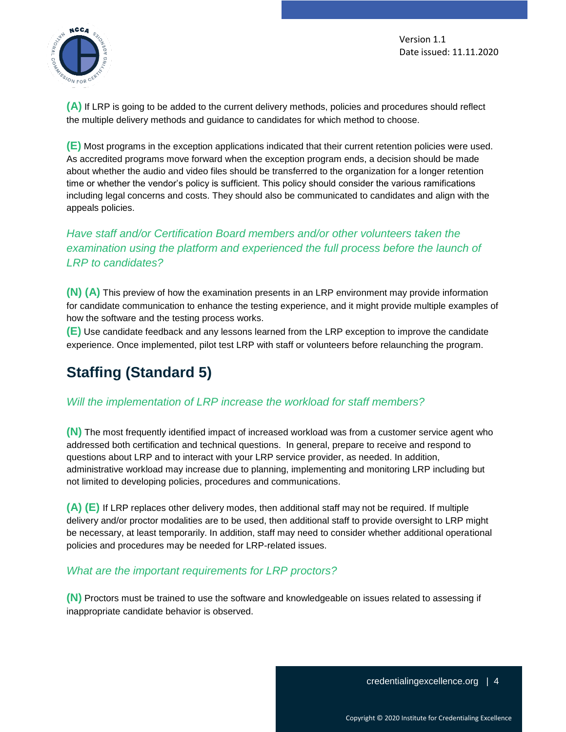**(A)** If LRP is going to be added to the current delivery methods, policies and procedures should reflect the multiple delivery methods and guidance to candidates for which method to choose.

**(E)** Most programs in the exception applications indicated that their current retention policies were used. As accredited programs move forward when the exception program ends, a decision should be made about whether the audio and video files should be transferred to the organization for a longer retention time or whether the vendor's policy is sufficient. This policy should consider the various ramifications including legal concerns and costs. They should also be communicated to candidates and align with the appeals policies.

*Have staff and/or Certification Board members and/or other volunteers taken the examination using the platform and experienced the full process before the launch of LRP to candidates?*

**(N) (A)** This preview of how the examination presents in an LRP environment may provide information for candidate communication to enhance the testing experience, and it might provide multiple examples of how the software and the testing process works.

**(E)** Use candidate feedback and any lessons learned from the LRP exception to improve the candidate experience. Once implemented, pilot test LRP with staff or volunteers before relaunching the program.

## Staffing (Standard 5)

*Will the implementation of LRP increase the workload for staff members?*

**(N)** The most frequently identified impact of increased workload was from a customer service agent who addressed both certification and technical questions. In general, prepare to receive and respond to questions about LRP and to interact with your LRP service provider, as needed. In addition, administrative workload may increase due to planning, implementing and monitoring LRP including but not limited to developing policies, procedures and communications.

**(A) (E)** If LRP replaces other delivery modes, then additional staff may not be required. If multiple delivery and/or proctor modalities are to be used, then additional staff to provide oversight to LRP might be necessary, at least temporarily. In addition, staff may need to consider whether additional operational policies and procedures may be needed for LRP-related issues.

*What are the important requirements for LRP proctors?*

**(N)** Proctors must be trained to use the software and knowledgeable on issues related to assessing if inappropriate candidate behavior is observed.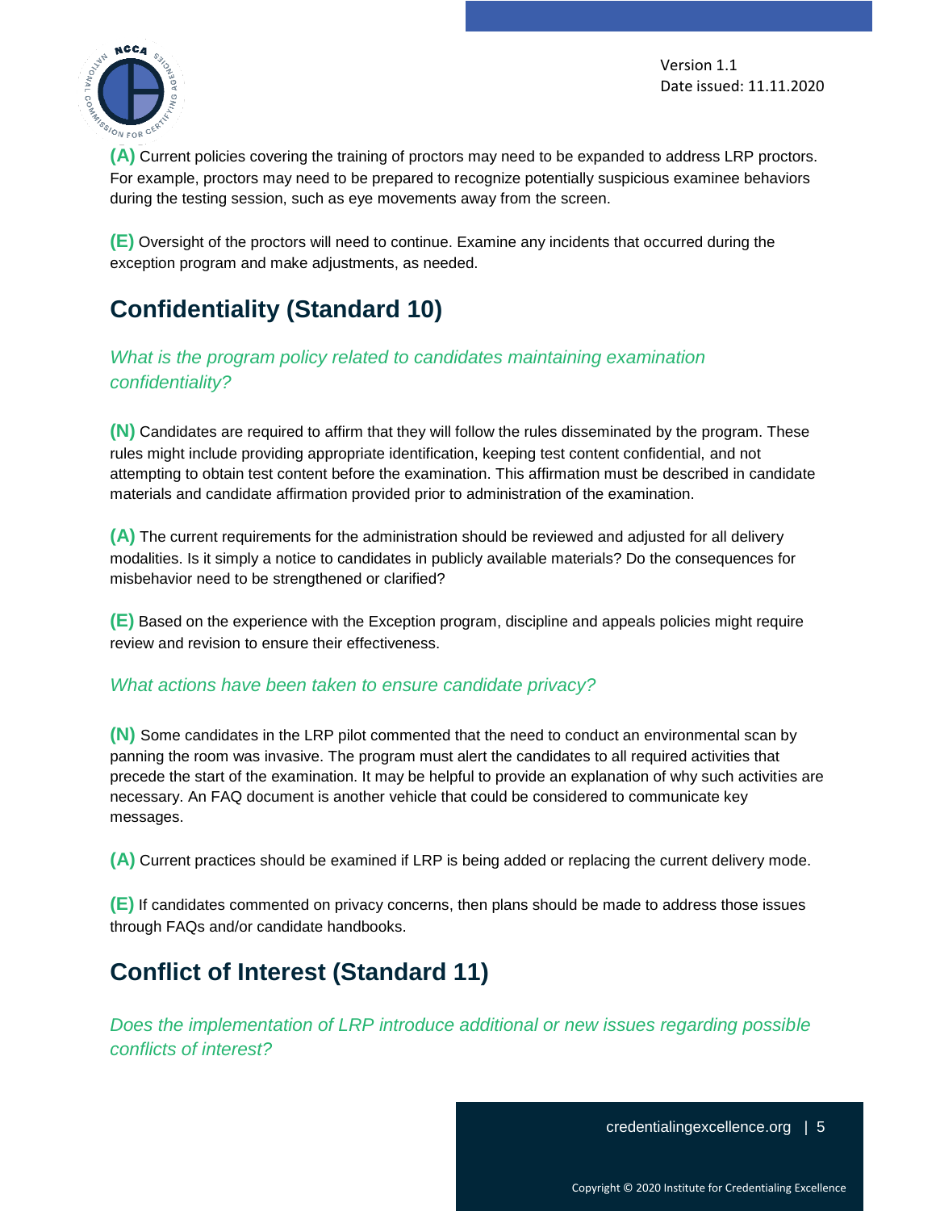**(A)** Current policies covering the training of proctors may need to be expanded to address LRP proctors. For example, proctors may need to be prepared to recognize potentially suspicious examinee behaviors during the testing session, such as eye movements away from the screen.

**(E)** Oversight of the proctors will need to continue. Examine any incidents that occurred during the exception program and make adjustments, as needed.

## Confidentiality (Standard 10)

### *What is the program policy related to candidates maintaining examination confidentiality?*

**(N)** Candidates are required to affirm that they will follow the rules disseminated by the program. These rules might include providing appropriate identification, keeping test content confidential, and not attempting to obtain test content before the examination. This affirmation must be described in candidate materials and candidate affirmation provided prior to administration of the examination.

**(A)** The current requirements for the administration should be reviewed and adjusted for all delivery modalities. Is it simply a notice to candidates in publicly available materials? Do the consequences for misbehavior need to be strengthened or clarified?

**(E)** Based on the experience with the Exception program, discipline and appeals policies might require review and revision to ensure their effectiveness.

### *What actions have been taken to ensure candidate privacy?*

**(N)** Some candidates in the LRP pilot commented that the need to conduct an environmental scan by panning the room was invasive. The program must alert the candidates to all required activities that precede the start of the examination. It may be helpful to provide an explanation of why such activities are necessary. An FAQ document is another vehicle that could be considered to communicate key messages.

**(A)** Current practices should be examined if LRP is being added or replacing the current delivery mode.

**(E)** If candidates commented on privacy concerns, then plans should be made to address those issues through FAQs and/or candidate handbooks.

## Conflict of Interest (Standard 11)

### *Does the implementation of LRP introduce additional or new issues regarding possible conflicts of interest?*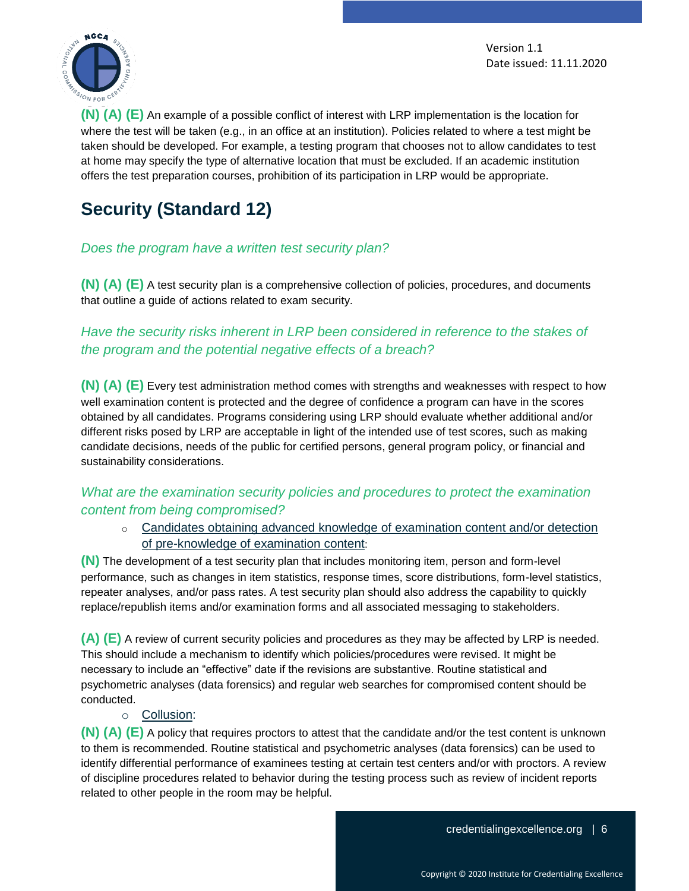**(N) (A) (E)** An example of a possible conflict of interest with LRP implementation is the location for where the test will be taken (e.g., in an office at an institution). Policies related to where a test might be taken should be developed. For example, a testing program that chooses not to allow candidates to test at home may specify the type of alternative location that must be excluded. If an academic institution offers the test preparation courses, prohibition of its participation in LRP would be appropriate.

## Security (Standard 12)

*Does the program have a written test security plan?*

**(N) (A) (E)** A test security plan is a comprehensive collection of policies, procedures, and documents that outline a guide of actions related to exam security.

*Have the security risks inherent in LRP been considered in reference to the stakes of the program and the potential negative effects of a breach?*

**(N) (A) (E)** Every test administration method comes with strengths and weaknesses with respect to how well examination content is protected and the degree of confidence a program can have in the scores obtained by all candidates. Programs considering using LRP should evaluate whether additional and/or different risks posed by LRP are acceptable in light of the intended use of test scores, such as making candidate decisions, needs of the public for certified persons, general program policy, or financial and sustainability considerations.

*What are the examination security policies and procedures to protect the examination content from being compromised?*

- Candidates obtaining advanced knowledge of examination content and/or detection of pre-knowledge of examination content:

**(N)** The development of a test security plan that includes monitoring item, person and form-level performance, such as changes in item statistics, response times, score distributions, form-level statistics, repeater analyses, and/or pass rates. A test security plan should also address the capability to quickly replace/republish items and/or examination forms and all associated messaging to stakeholders.

**(A) (E)** A review of current security policies and procedures as they may be affected by LRP is needed. This should include a mechanism to identify which policies/procedures were revised. It might be necessary to include an "effective" date if the revisions are substantive. Routine statistical and psychometric analyses (data forensics) and regular web searches for compromised content should be conducted.

- Collusion:

**(N) (A) (E)** A policy that requires proctors to attest that the candidate and/or the test content is unknown to them is recommended. Routine statistical and psychometric analyses (data forensics) can be used to identify differential performance of examinees testing at certain test centers and/or with proctors. A review of discipline procedures related to behavior during the testing process such as review of incident reports related to other people in the room may be helpful.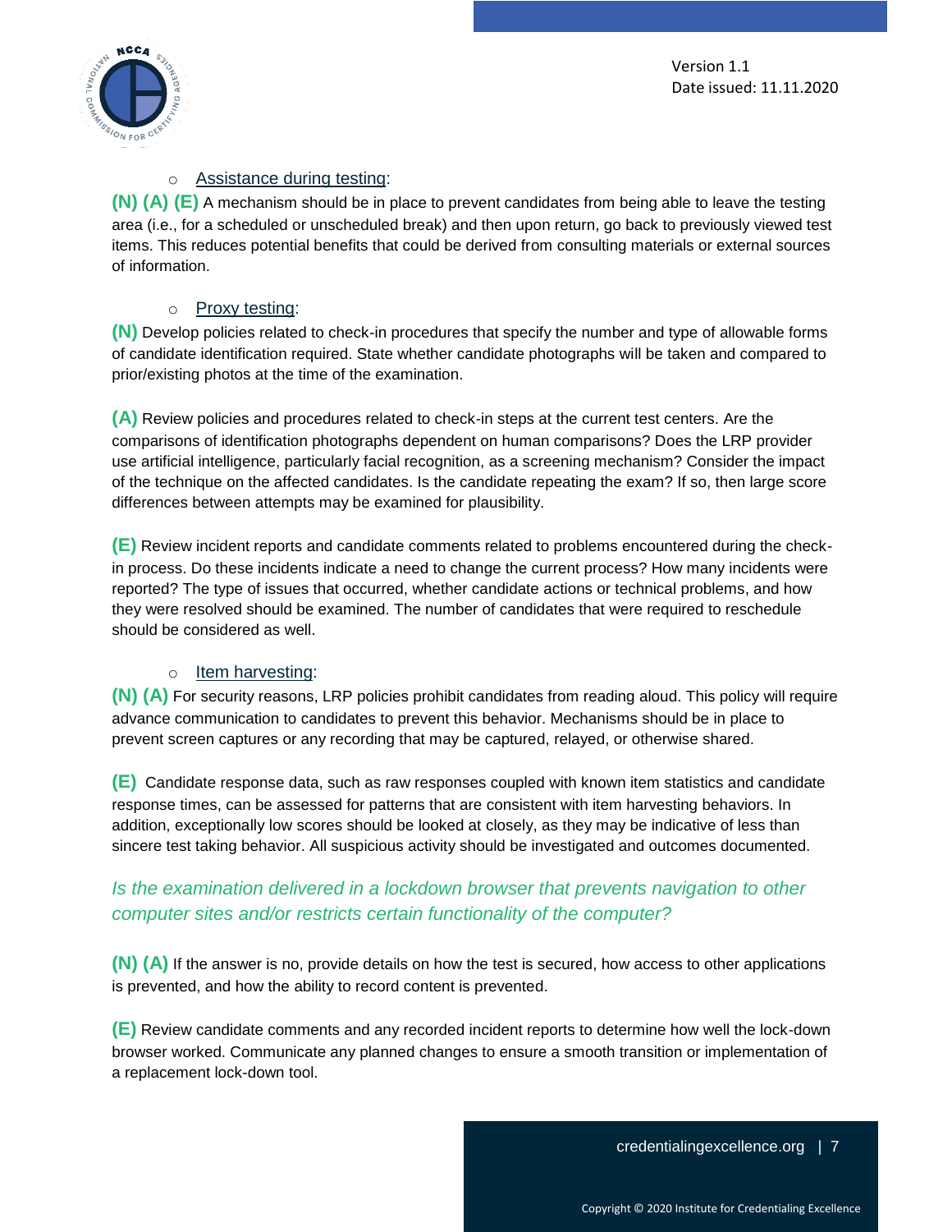- Assistance during testing:

**(N) (A) (E)** A mechanism should be in place to prevent candidates from being able to leave the testing area (i.e., for a scheduled or unscheduled break) and then upon return, go back to previously viewed test items. This reduces potential benefits that could be derived from consulting materials or external sources of information.

- Proxy testing:

**(N)** Develop policies related to check-in procedures that specify the number and type of allowable forms of candidate identification required. State whether candidate photographs will be taken and compared to prior/existing photos at the time of the examination.

**(A)** Review policies and procedures related to check-in steps at the current test centers. Are the comparisons of identification photographs dependent on human comparisons? Does the LRP provider use artificial intelligence, particularly facial recognition, as a screening mechanism? Consider the impact of the technique on the affected candidates. Is the candidate repeating the exam? If so, then large score differences between attempts may be examined for plausibility.

**(E)** Review incident reports and candidate comments related to problems encountered during the check-in process. Do these incidents indicate a need to change the current process? How many incidents were reported? The type of issues that occurred, whether candidate actions or technical problems, and how they were resolved should be examined. The number of candidates that were required to reschedule should be considered as well.

- Item harvesting:

**(N) (A)** For security reasons, LRP policies prohibit candidates from reading aloud. This policy will require advance communication to candidates to prevent this behavior. Mechanisms should be in place to prevent screen captures or any recording that may be captured, relayed, or otherwise shared.

**(E)** Candidate response data, such as raw responses coupled with known item statistics and candidate response times, can be assessed for patterns that are consistent with item harvesting behaviors. In addition, exceptionally low scores should be looked at closely, as they may be indicative of less than sincere test taking behavior. All suspicious activity should be investigated and outcomes documented.

*Is the examination delivered in a lockdown browser that prevents navigation to other computer sites and/or restricts certain functionality of the computer?*

**(N) (A)** If the answer is no, provide details on how the test is secured, how access to other applications is prevented, and how the ability to record content is prevented.

**(E)** Review candidate comments and any recorded incident reports to determine how well the lock-down browser worked. Communicate any planned changes to ensure a smooth transition or implementation of a replacement lock-down tool.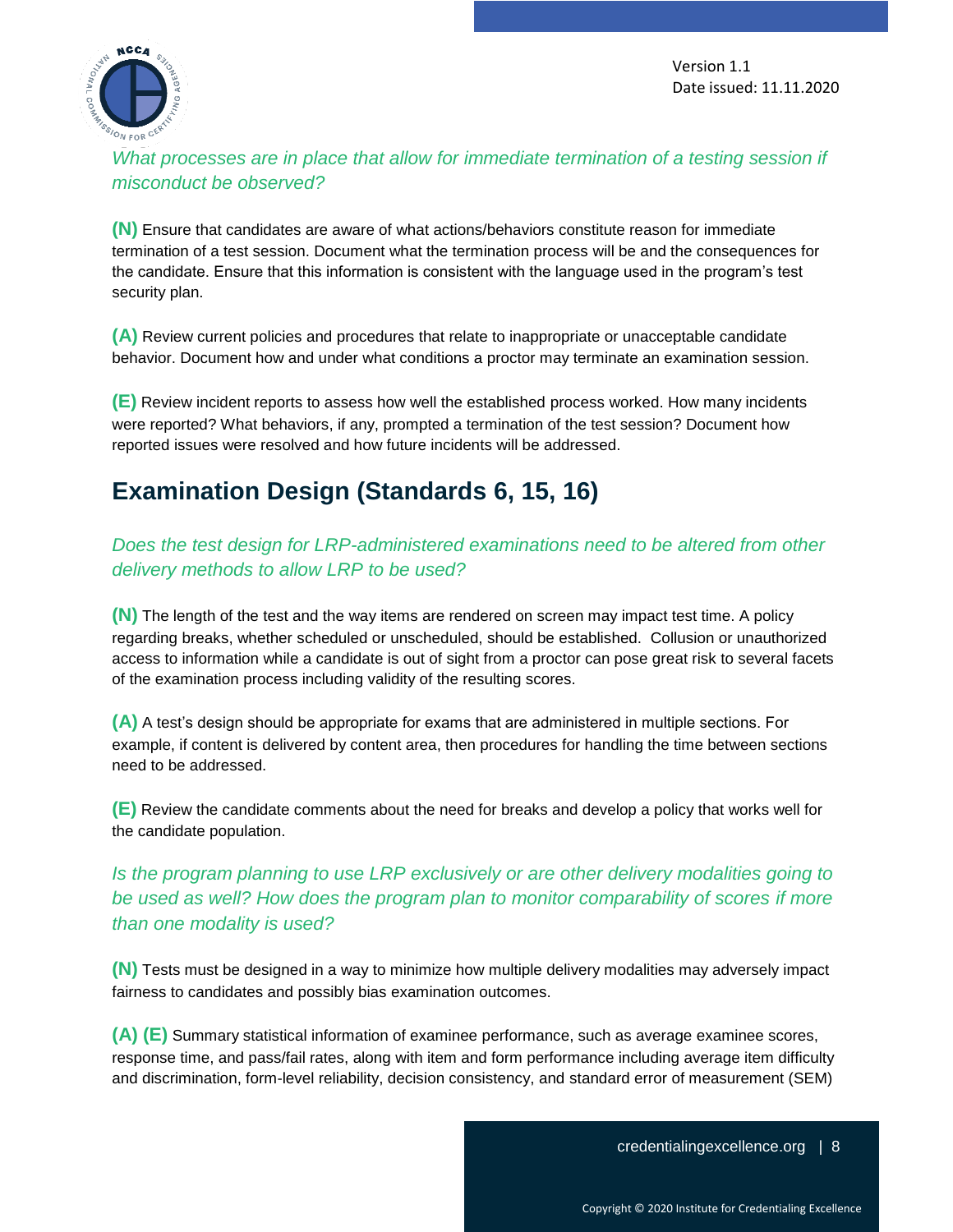*What processes are in place that allow for immediate termination of a testing session if misconduct be observed?*

**(N)** Ensure that candidates are aware of what actions/behaviors constitute reason for immediate termination of a test session. Document what the termination process will be and the consequences for the candidate. Ensure that this information is consistent with the language used in the program's test security plan.

**(A)** Review current policies and procedures that relate to inappropriate or unacceptable candidate behavior. Document how and under what conditions a proctor may terminate an examination session.

**(E)** Review incident reports to assess how well the established process worked. How many incidents were reported? What behaviors, if any, prompted a termination of the test session? Document how reported issues were resolved and how future incidents will be addressed.

## Examination Design (Standards 6, 15, 16)

*Does the test design for LRP-administered examinations need to be altered from other delivery methods to allow LRP to be used?*

**(N)** The length of the test and the way items are rendered on screen may impact test time. A policy regarding breaks, whether scheduled or unscheduled, should be established. Collusion or unauthorized access to information while a candidate is out of sight from a proctor can pose great risk to several facets of the examination process including validity of the resulting scores.

**(A)** A test's design should be appropriate for exams that are administered in multiple sections. For example, if content is delivered by content area, then procedures for handling the time between sections need to be addressed.

**(E)** Review the candidate comments about the need for breaks and develop a policy that works well for the candidate population.

*Is the program planning to use LRP exclusively or are other delivery modalities going to be used as well? How does the program plan to monitor comparability of scores if more than one modality is used?*

**(N)** Tests must be designed in a way to minimize how multiple delivery modalities may adversely impact fairness to candidates and possibly bias examination outcomes.

**(A) (E)** Summary statistical information of examinee performance, such as average examinee scores, response time, and pass/fail rates, along with item and form performance including average item difficulty and discrimination, form-level reliability, decision consistency, and standard error of measurement (SEM)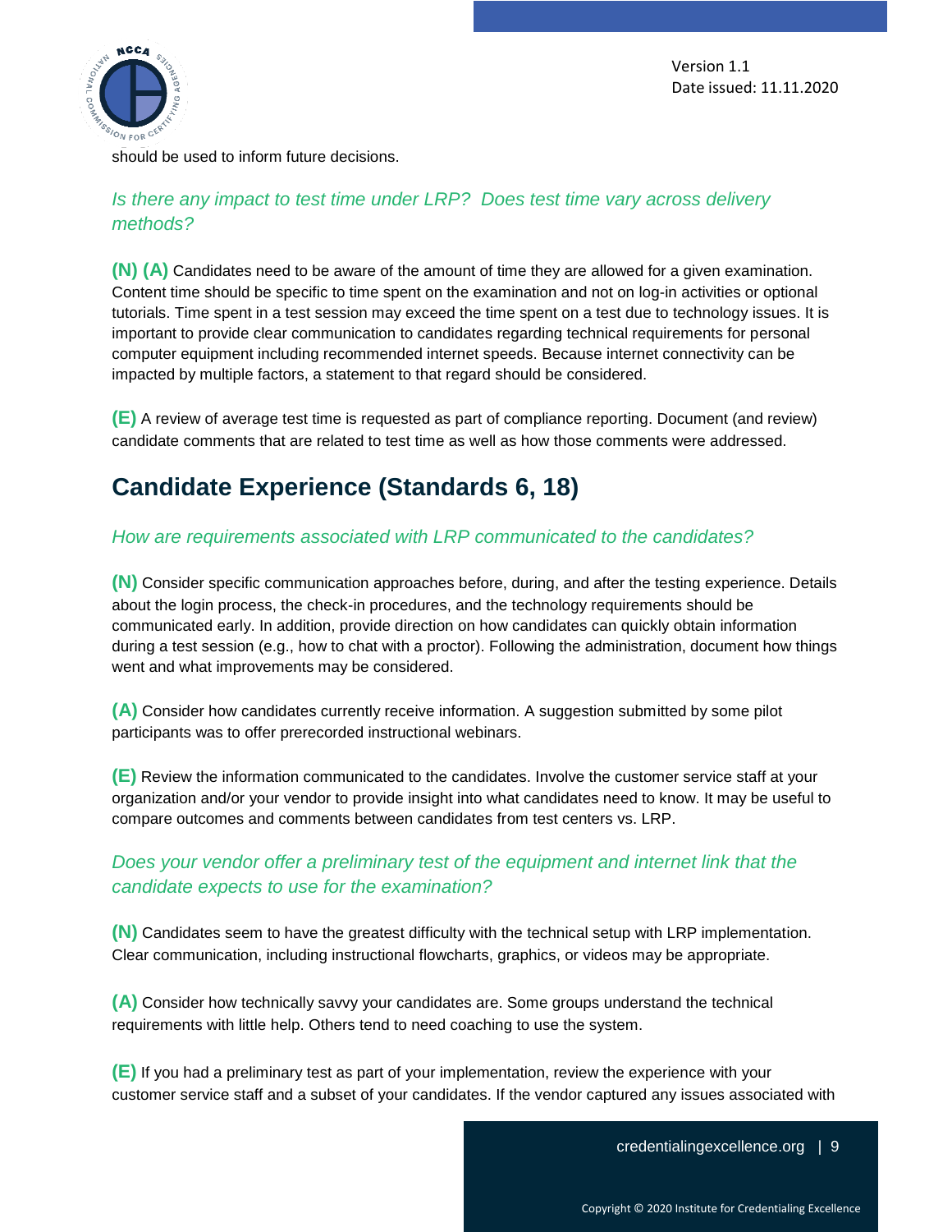should be used to inform future decisions.

### *Is there any impact to test time under LRP? Does test time vary across delivery methods?*

**(N) (A)** Candidates need to be aware of the amount of time they are allowed for a given examination. Content time should be specific to time spent on the examination and not on log-in activities or optional tutorials. Time spent in a test session may exceed the time spent on a test due to technology issues. It is important to provide clear communication to candidates regarding technical requirements for personal computer equipment including recommended internet speeds. Because internet connectivity can be impacted by multiple factors, a statement to that regard should be considered.

**(E)** A review of average test time is requested as part of compliance reporting. Document (and review) candidate comments that are related to test time as well as how those comments were addressed.

## Candidate Experience (Standards 6, 18)

### *How are requirements associated with LRP communicated to the candidates?*

**(N)** Consider specific communication approaches before, during, and after the testing experience. Details about the login process, the check-in procedures, and the technology requirements should be communicated early. In addition, provide direction on how candidates can quickly obtain information during a test session (e.g., how to chat with a proctor). Following the administration, document how things went and what improvements may be considered.

**(A)** Consider how candidates currently receive information. A suggestion submitted by some pilot participants was to offer prerecorded instructional webinars.

**(E)** Review the information communicated to the candidates. Involve the customer service staff at your organization and/or your vendor to provide insight into what candidates need to know. It may be useful to compare outcomes and comments between candidates from test centers vs. LRP.

### *Does your vendor offer a preliminary test of the equipment and internet link that the candidate expects to use for the examination?*

**(N)** Candidates seem to have the greatest difficulty with the technical setup with LRP implementation. Clear communication, including instructional flowcharts, graphics, or videos may be appropriate.

**(A)** Consider how technically savvy your candidates are. Some groups understand the technical requirements with little help. Others tend to need coaching to use the system.

**(E)** If you had a preliminary test as part of your implementation, review the experience with your customer service staff and a subset of your candidates. If the vendor captured any issues associated with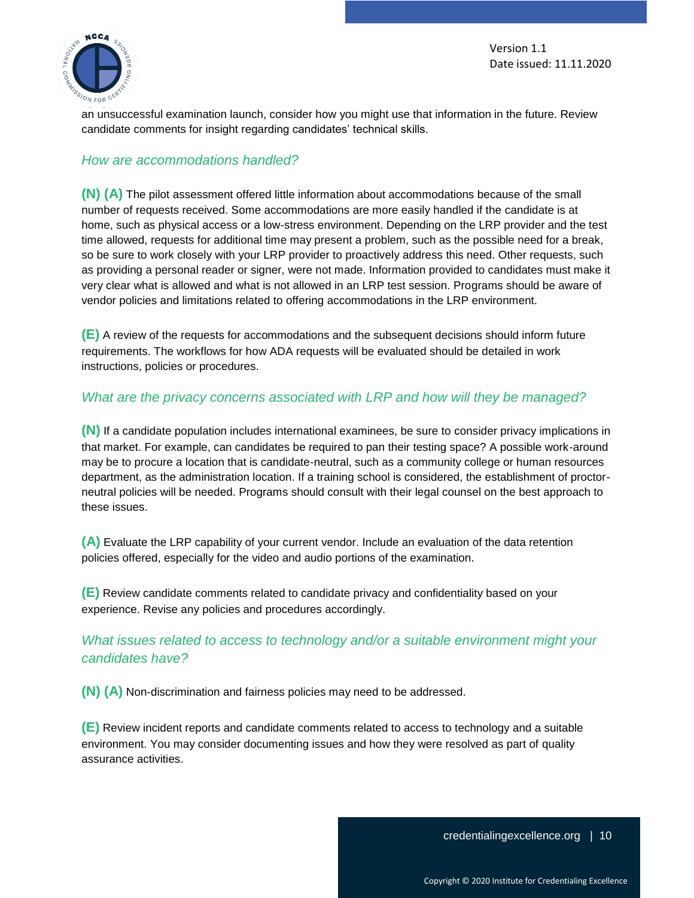an unsuccessful examination launch, consider how you might use that information in the future. Review candidate comments for insight regarding candidates' technical skills.

### *How are accommodations handled?*

**(N) (A)** The pilot assessment offered little information about accommodations because of the small number of requests received. Some accommodations are more easily handled if the candidate is at home, such as physical access or a low-stress environment. Depending on the LRP provider and the test time allowed, requests for additional time may present a problem, such as the possible need for a break, so be sure to work closely with your LRP provider to proactively address this need. Other requests, such as providing a personal reader or signer, were not made. Information provided to candidates must make it very clear what is allowed and what is not allowed in an LRP test session. Programs should be aware of vendor policies and limitations related to offering accommodations in the LRP environment.

**(E)** A review of the requests for accommodations and the subsequent decisions should inform future requirements. The workflows for how ADA requests will be evaluated should be detailed in work instructions, policies or procedures.

### *What are the privacy concerns associated with LRP and how will they be managed?*

**(N)** If a candidate population includes international examinees, be sure to consider privacy implications in that market. For example, can candidates be required to pan their testing space? A possible work-around may be to procure a location that is candidate-neutral, such as a community college or human resources department, as the administration location. If a training school is considered, the establishment of proctor-neutral policies will be needed. Programs should consult with their legal counsel on the best approach to these issues.

**(A)** Evaluate the LRP capability of your current vendor. Include an evaluation of the data retention policies offered, especially for the video and audio portions of the examination.

**(E)** Review candidate comments related to candidate privacy and confidentiality based on your experience. Revise any policies and procedures accordingly.

### *What issues related to access to technology and/or a suitable environment might your candidates have?*

**(N) (A)** Non-discrimination and fairness policies may need to be addressed.

**(E)** Review incident reports and candidate comments related to access to technology and a suitable environment. You may consider documenting issues and how they were resolved as part of quality assurance activities.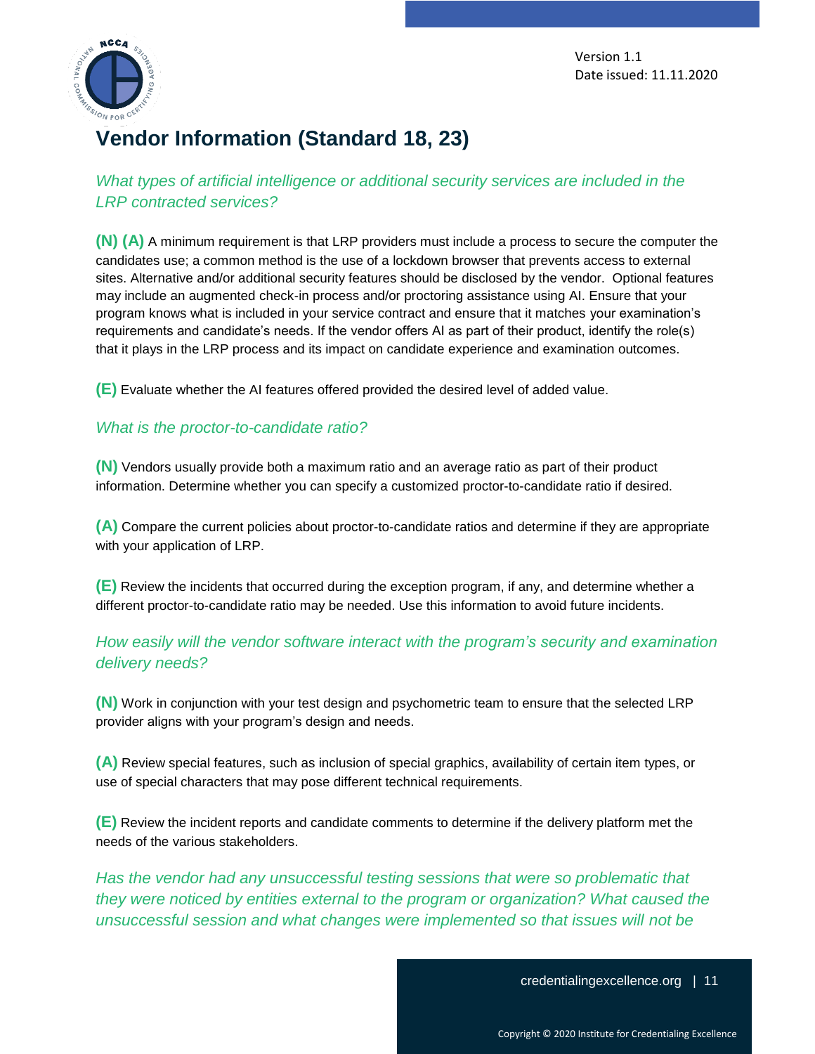## Vendor Information (Standard 18, 23)

*What types of artificial intelligence or additional security services are included in the LRP contracted services?*

**(N) (A)** A minimum requirement is that LRP providers must include a process to secure the computer the candidates use; a common method is the use of a lockdown browser that prevents access to external sites. Alternative and/or additional security features should be disclosed by the vendor. Optional features may include an augmented check-in process and/or proctoring assistance using AI. Ensure that your program knows what is included in your service contract and ensure that it matches your examination's requirements and candidate's needs. If the vendor offers AI as part of their product, identify the role(s) that it plays in the LRP process and its impact on candidate experience and examination outcomes.

**(E)** Evaluate whether the AI features offered provided the desired level of added value.

*What is the proctor-to-candidate ratio?*

**(N)** Vendors usually provide both a maximum ratio and an average ratio as part of their product information. Determine whether you can specify a customized proctor-to-candidate ratio if desired.

**(A)** Compare the current policies about proctor-to-candidate ratios and determine if they are appropriate with your application of LRP.

**(E)** Review the incidents that occurred during the exception program, if any, and determine whether a different proctor-to-candidate ratio may be needed. Use this information to avoid future incidents.

*How easily will the vendor software interact with the program's security and examination delivery needs?*

**(N)** Work in conjunction with your test design and psychometric team to ensure that the selected LRP provider aligns with your program's design and needs.

**(A)** Review special features, such as inclusion of special graphics, availability of certain item types, or use of special characters that may pose different technical requirements.

**(E)** Review the incident reports and candidate comments to determine if the delivery platform met the needs of the various stakeholders.

*Has the vendor had any unsuccessful testing sessions that were so problematic that they were noticed by entities external to the program or organization? What caused the unsuccessful session and what changes were implemented so that issues will not be*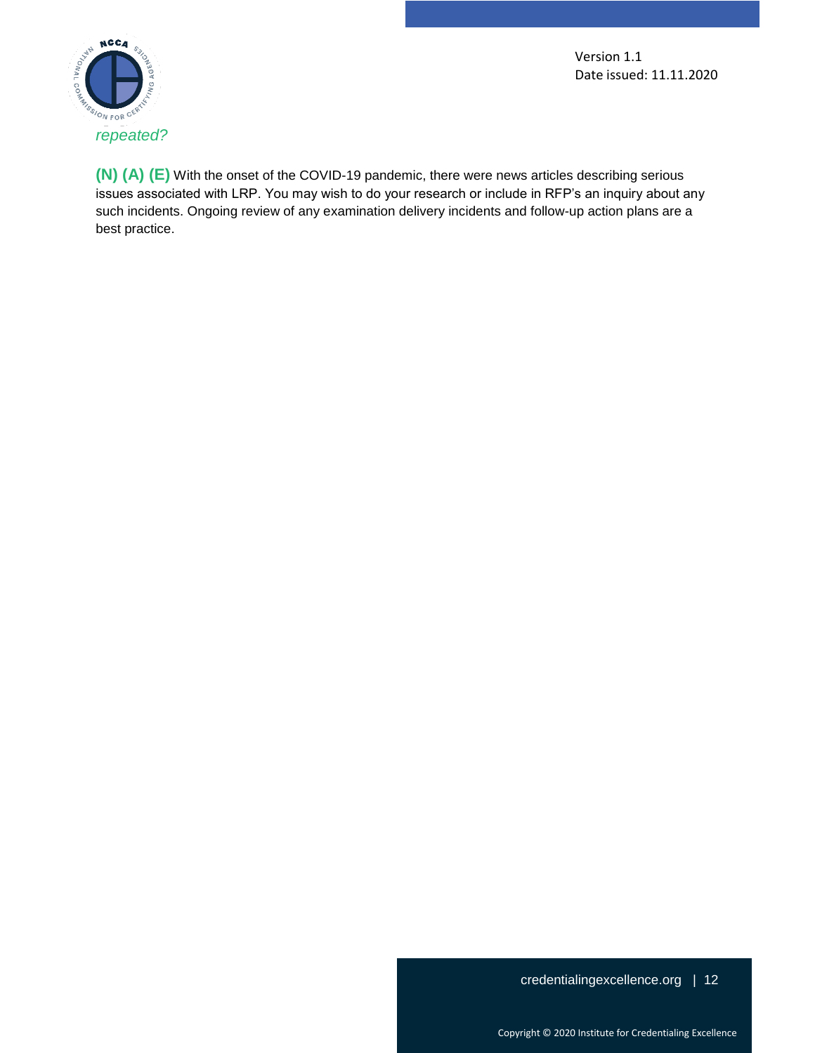*repeated?*

**(N) (A) (E)** With the onset of the COVID-19 pandemic, there were news articles describing serious issues associated with LRP. You may wish to do your research or include in RFP's an inquiry about any such incidents. Ongoing review of any examination delivery incidents and follow-up action plans are a best practice.